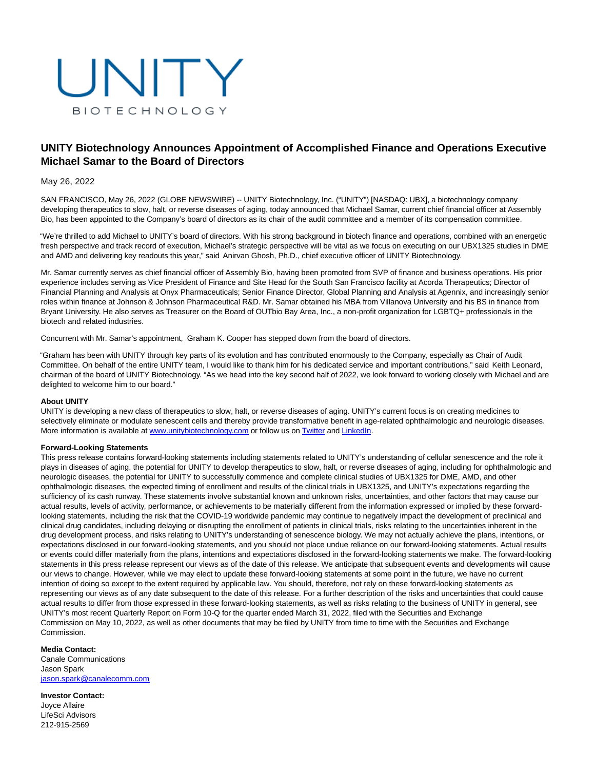UNITY
BIOTECHNOLOGY

# UNITY Biotechnology Announces Appointment of Accomplished Finance and Operations Executive Michael Samar to the Board of Directors

May 26, 2022

SAN FRANCISCO, May 26, 2022 (GLOBE NEWSWIRE) -- UNITY Biotechnology, Inc. ("UNITY") [NASDAQ: UBX], a biotechnology company developing therapeutics to slow, halt, or reverse diseases of aging, today announced that Michael Samar, current chief financial officer at Assembly Bio, has been appointed to the Company's board of directors as its chair of the audit committee and a member of its compensation committee.

"We're thrilled to add Michael to UNITY's board of directors. With his strong background in biotech finance and operations, combined with an energetic fresh perspective and track record of execution, Michael's strategic perspective will be vital as we focus on executing on our UBX1325 studies in DME and AMD and delivering key readouts this year," said Anirvan Ghosh, Ph.D., chief executive officer of UNITY Biotechnology.

Mr. Samar currently serves as chief financial officer of Assembly Bio, having been promoted from SVP of finance and business operations. His prior experience includes serving as Vice President of Finance and Site Head for the South San Francisco facility at Acorda Therapeutics; Director of Financial Planning and Analysis at Onyx Pharmaceuticals; Senior Finance Director, Global Planning and Analysis at Agennix, and increasingly senior roles within finance at Johnson & Johnson Pharmaceutical R&D. Mr. Samar obtained his MBA from Villanova University and his BS in finance from Bryant University. He also serves as Treasurer on the Board of OUTbio Bay Area, Inc., a non-profit organization for LGBTQ+ professionals in the biotech and related industries.

Concurrent with Mr. Samar's appointment, Graham K. Cooper has stepped down from the board of directors.

"Graham has been with UNITY through key parts of its evolution and has contributed enormously to the Company, especially as Chair of Audit Committee. On behalf of the entire UNITY team, I would like to thank him for his dedicated service and important contributions," said Keith Leonard, chairman of the board of UNITY Biotechnology. "As we head into the key second half of 2022, we look forward to working closely with Michael and are delighted to welcome him to our board."

**About UNITY**
UNITY is developing a new class of therapeutics to slow, halt, or reverse diseases of aging. UNITY's current focus is on creating medicines to selectively eliminate or modulate senescent cells and thereby provide transformative benefit in age-related ophthalmologic and neurologic diseases. More information is available at [www.unitybiotechnology.com](www.unitybiotechnology.com) or follow us on [Twitter]() and [LinkedIn]().

**Forward-Looking Statements**
This press release contains forward-looking statements including statements related to UNITY's understanding of cellular senescence and the role it plays in diseases of aging, the potential for UNITY to develop therapeutics to slow, halt, or reverse diseases of aging, including for ophthalmologic and neurologic diseases, the potential for UNITY to successfully commence and complete clinical studies of UBX1325 for DME, AMD, and other ophthalmologic diseases, the expected timing of enrollment and results of the clinical trials in UBX1325, and UNITY's expectations regarding the sufficiency of its cash runway. These statements involve substantial known and unknown risks, uncertainties, and other factors that may cause our actual results, levels of activity, performance, or achievements to be materially different from the information expressed or implied by these forward-looking statements, including the risk that the COVID-19 worldwide pandemic may continue to negatively impact the development of preclinical and clinical drug candidates, including delaying or disrupting the enrollment of patients in clinical trials, risks relating to the uncertainties inherent in the drug development process, and risks relating to UNITY's understanding of senescence biology. We may not actually achieve the plans, intentions, or expectations disclosed in our forward-looking statements, and you should not place undue reliance on our forward-looking statements. Actual results or events could differ materially from the plans, intentions and expectations disclosed in the forward-looking statements we make. The forward-looking statements in this press release represent our views as of the date of this release. We anticipate that subsequent events and developments will cause our views to change. However, while we may elect to update these forward-looking statements at some point in the future, we have no current intention of doing so except to the extent required by applicable law. You should, therefore, not rely on these forward-looking statements as representing our views as of any date subsequent to the date of this release. For a further description of the risks and uncertainties that could cause actual results to differ from those expressed in these forward-looking statements, as well as risks relating to the business of UNITY in general, see UNITY's most recent Quarterly Report on Form 10-Q for the quarter ended March 31, 2022, filed with the Securities and Exchange Commission on May 10, 2022, as well as other documents that may be filed by UNITY from time to time with the Securities and Exchange Commission.

**Media Contact:**
Canale Communications
Jason Spark
[jason.spark@canalecomm.com](mailto:jason.spark@canalecomm.com)

**Investor Contact:**
Joyce Allaire
LifeSci Advisors
212-915-2569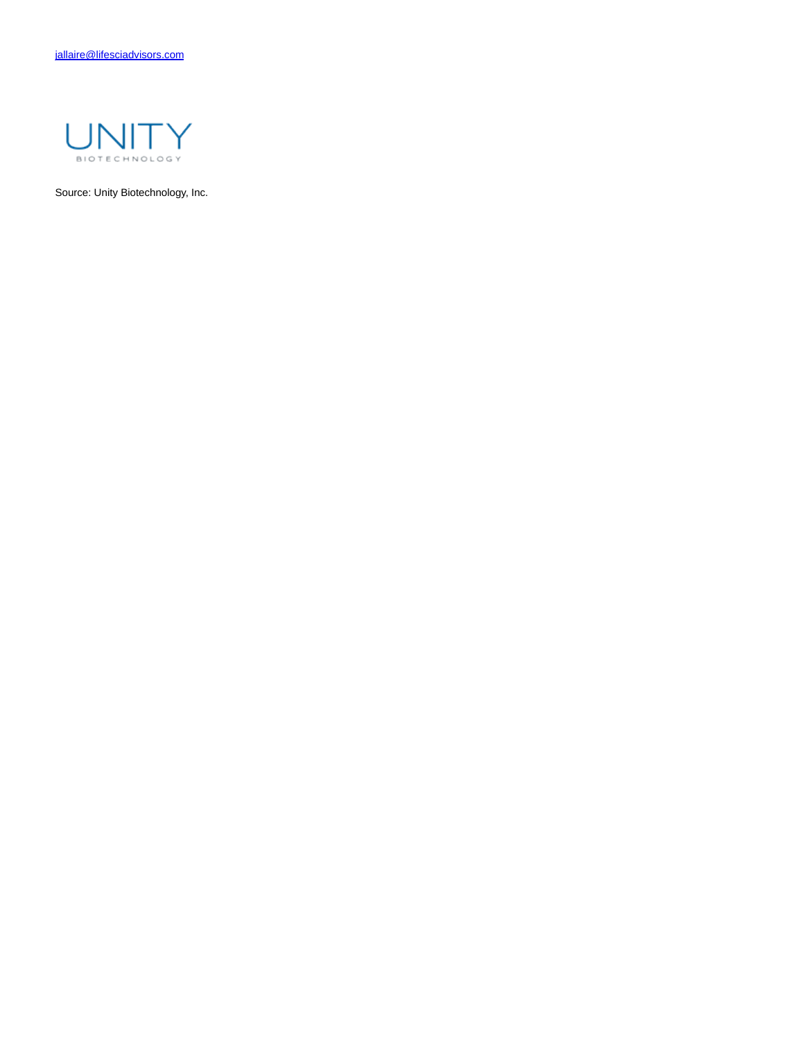jallaire@lifesciadvisors.com

Source: Unity Biotechnology, Inc.